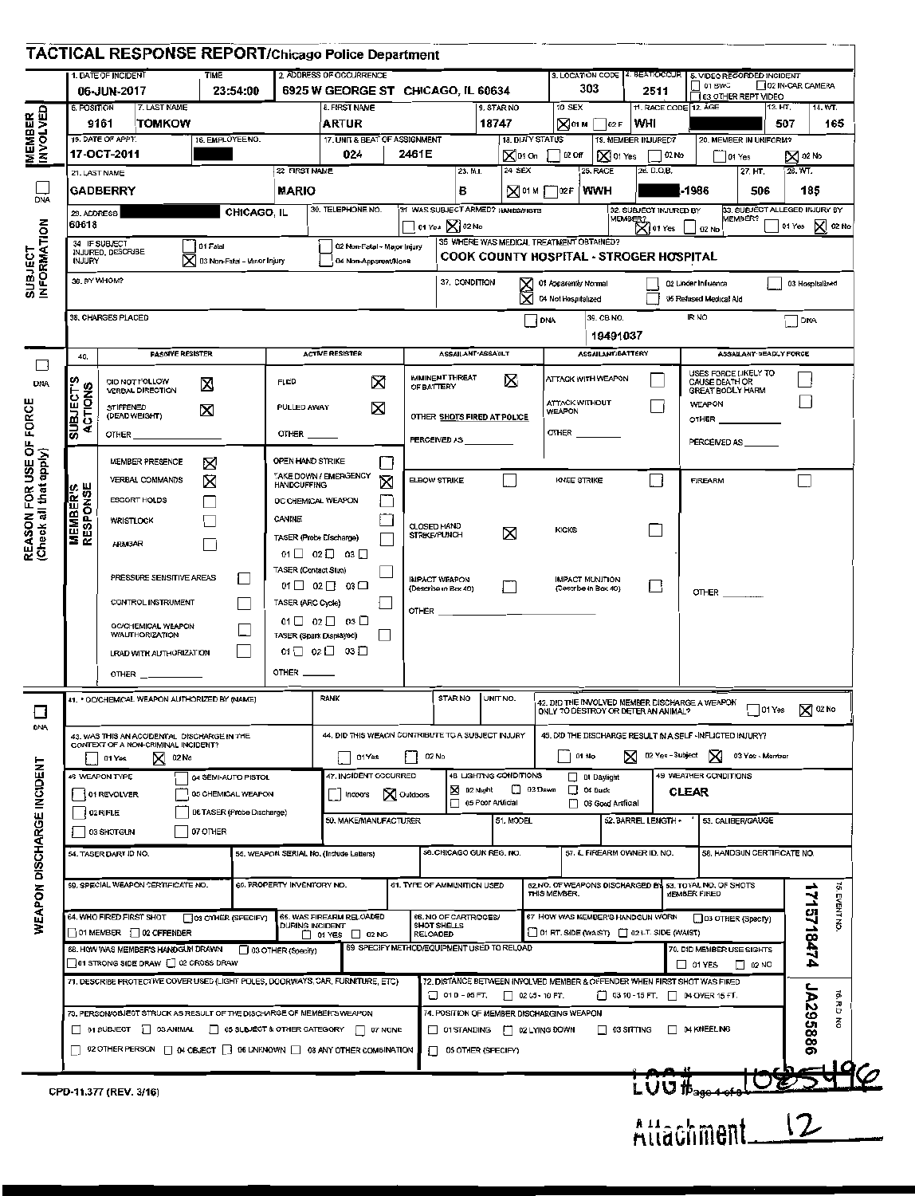# TACTICAL RESPONSE REPORT/Chicago Police Department

## MEMBER INVOLVED

| 1. DATE OF INCIDENT | TIME | 2. ADDRESS OF OCCURRENCE | 3. LOCATION CODE | 4. BEAT/OCCUR | 5. VIDEO RECORDED INCIDENT |
|---|---|---|---|---|---|
| 06-JUN-2017 | 23:54:00 | 6925 W GEORGE ST CHICAGO, IL 60634 | 303 | 2511 | ☐ 01 BWC ☐ 02 IN-CAR CAMERA ☐ 03 OTHER REPT VIDEO |

| 6. POSITION | 7. LAST NAME | 8. FIRST NAME | 9. STAR NO | 10. SEX | 11. RACE CODE | 12. AGE | 13. HT. | 14. WT. |
|---|---|---|---|---|---|---|---|---|
| 9161 | TOMKOW | ARTUR | 18747 | ☒ 01 M ☐ 02 F | WHI | [redacted] | 507 | 165 |

| 15. DATE OF APPT. | 16. EMPLOYEE NO. | 17. UNIT & BEAT OF ASSIGNMENT | | 18. DUTY STATUS | 19. MEMBER INJURED? | 20. MEMBER IN UNIFORM? |
|---|---|---|---|---|---|---|
| 17-OCT-2011 | [redacted] | 024 | 2461E | ☒ 01 On ☐ 02 Off | ☒ 01 Yes ☐ 02 No | ☐ 01 Yes ☒ 02 No |

## SUBJECT INFORMATION

☐ DNA

| 21. LAST NAME | 22. FIRST NAME | 23. M.I. | 24. SEX | 25. RACE | 26. D.O.B. | 27. HT. | 28. WT. |
|---|---|---|---|---|---|---|---|
| GADBERRY | MARIO | B | ☒ 01 M ☐ 02 F | WWH | [redacted]-1986 | 506 | 185 |

| 29. ADDRESS | 30. TELEPHONE NO. | 31. WAS SUBJECT ARMED? HANDS/FISTS | 32. SUBJECT INJURED BY MEMBER? | 33. SUBJECT ALLEGED INJURY BY MEMBER? |
|---|---|---|---|---|
| [redacted] CHICAGO, IL 60618 | | ☐ 01 Yes ☒ 02 No | ☒ 01 Yes ☐ 02 No | ☐ 01 Yes ☒ 02 No |

34. IF SUBJECT INJURED, DESCRIBE INJURY: ☐ 01 Fatal ☐ 02 Non-Fatal - Major Injury ☒ 03 Non-Fatal - Minor Injury ☐ 04 Non-Apparent/None

35. WHERE WAS MEDICAL TREATMENT OBTAINED? COOK COUNTY HOSPITAL - STROGER HOSPITAL

36. BY WHOM?

37. CONDITION: ☒ 01 Apparently Normal ☐ 02 Under Influence ☐ 03 Hospitalized ☒ 04 Not Hospitalized ☐ 05 Refused Medical Aid

38. CHARGES PLACED ☐ DNA

39. CB NO. 19491037

IR NO ☐ DNA

## REASON FOR USE OF FORCE (Check all that apply)

☐ DNA

40.

### SUBJECT'S ACTIONS

| PASSIVE RESISTER | ACTIVE RESISTER | ASSAILANT-ASSAULT | ASSAILANT-BATTERY | ASSAILANT-DEADLY FORCE |
|---|---|---|---|---|
| DID NOT FOLLOW VERBAL DIRECTION ☒ | FLED ☒ | IMMINENT THREAT OF BATTERY ☒ | ATTACK WITH WEAPON ☐ | USES FORCE LIKELY TO CAUSE DEATH OR GREAT BODILY HARM ☐ |
| STIFFENED (DEAD WEIGHT) ☒ | PULLED AWAY ☒ | OTHER SHOTS FIRED AT POLICE | ATTACK WITHOUT WEAPON ☐ | WEAPON ☐ |
| OTHER | OTHER | PERCEIVED AS | OTHER | OTHER |
| | | | | PERCEIVED AS |

### MEMBER'S RESPONSE

| | | | | |
|---|---|---|---|---|
| MEMBER PRESENCE ☒ | OPEN HAND STRIKE ☐ | ELBOW STRIKE ☐ | KNEE STRIKE ☐ | FIREARM ☐ |
| VERBAL COMMANDS ☒ | TAKE DOWN / EMERGENCY HANDCUFFING ☒ | CLOSED HAND STRIKE/PUNCH ☒ | KICKS ☐ | OTHER |
| ESCORT HOLDS ☐ | OC CHEMICAL WEAPON ☐ | IMPACT WEAPON (Describe in Box 40) ☐ | IMPACT MUNITION (Describe in Box 40) ☐ | |
| WRISTLOCK ☐ | CANINE ☐ | OTHER | | |
| ARMBAR ☐ | TASER (Probe Discharge) ☐ 01 ☐ 02 ☐ 03 ☐ | | | |
| PRESSURE SENSITIVE AREAS ☐ | TASER (Contact Stun) ☐ 01 ☐ 02 ☐ 03 ☐ | | | |
| CONTROL INSTRUMENT ☐ | TASER (ARC Cycle) ☐ 01 ☐ 02 ☐ 03 ☐ | | | |
| OC/CHEMICAL WEAPON W/AUTHORIZATION ☐ | TASER (Spark Displayed) ☐ 01 ☐ 02 ☐ 03 ☐ | | | |
| LRAD WITH AUTHORIZATION ☐ | | | | |
| OTHER | OTHER | | | |

## WEAPON DISCHARGE INCIDENT

☐ DNA

41. * OC/CHEMICAL WEAPON AUTHORIZED BY (NAME) | RANK | STAR NO | UNIT NO.

42. DID THE INVOLVED MEMBER DISCHARGE A WEAPON ONLY TO DESTROY OR DETER AN ANIMAL? ☐ 01 Yes ☒ 02 No

43. WAS THIS AN ACCIDENTAL DISCHARGE IN THE CONTEXT OF A NON-CRIMINAL INCIDENT? ☐ 01 Yes ☒ 02 No

44. DID THIS WEAPON CONTRIBUTE TO A SUBJECT INJURY ☐ 01 Yes ☐ 02 No

45. DID THE DISCHARGE RESULT IN A SELF-INFLICTED INJURY? ☐ 01 No ☒ 02 Yes - Subject ☒ 03 Yes - Member

46. WEAPON TYPE: ☐ 01 REVOLVER ☐ 02 RIFLE ☐ 03 SHOTGUN ☐ 04 SEMI-AUTO PISTOL ☐ 05 CHEMICAL WEAPON ☐ 06 TASER (Probe Discharge) ☐ 07 OTHER

47. INCIDENT OCCURRED: ☐ Indoors ☒ Outdoors

48. LIGHTING CONDITIONS: ☐ 01 Daylight ☒ 02 Night ☐ 03 Dawn ☐ 04 Dusk ☐ 05 Poor Artificial ☐ 06 Good Artificial

49. WEATHER CONDITIONS: CLEAR

50. MAKE/MANUFACTURER | 51. MODEL | 52. BARREL LENGTH | 53. CALIBER/GAUGE

54. TASER DART ID NO. | 55. WEAPON SERIAL NO. (Include Letters) | 56. CHICAGO GUN REG. NO. | 57. IL FIREARM OWNER ID. NO. | 58. HANDGUN CERTIFICATE NO.

59. SPECIAL WEAPON CERTIFICATE NO. | 60. PROPERTY INVENTORY NO. | 61. TYPE OF AMMUNITION USED | 62. NO. OF WEAPONS DISCHARGED BY THIS MEMBER | 63. TOTAL NO. OF SHOTS MEMBER FIRED

64. WHO FIRED FIRST SHOT: ☐ 01 MEMBER ☐ 02 OFFENDER ☐ 03 OTHER (SPECIFY)

65. WAS FIREARM RELOADED DURING INCIDENT: ☐ 01 YES ☐ 02 NO

66. NO. OF CARTRIDGES/SHOT SHELLS RELOADED

67. HOW WAS MEMBER'S HANDGUN WORN: ☐ 01 RT. SIDE (WAIST) ☐ 02 LT. SIDE (WAIST) ☐ 03 OTHER (Specify)

68. HOW WAS MEMBER'S HANDGUN DRAWN: ☐ 01 STRONG SIDE DRAW ☐ 02 CROSS DRAW ☐ 03 OTHER (Specify)

69. SPECIFY METHOD/EQUIPMENT USED TO RELOAD

70. DID MEMBER USE SIGHTS: ☐ 01 YES ☐ 02 NO

71. DESCRIBE PROTECTIVE COVER USED (LIGHT POLES, DOORWAYS, CAR, FURNITURE, ETC)

72. DISTANCE BETWEEN INVOLVED MEMBER & OFFENDER WHEN FIRST SHOT WAS FIRED: ☐ 01 0 - 05 FT. ☐ 02 05 - 10 FT. ☐ 03 10 - 15 FT. ☐ 04 OVER 15 FT.

73. PERSON/OBJECT STRUCK AS RESULT OF THE DISCHARGE OF MEMBER'S WEAPON: ☐ 01 SUBJECT ☐ 02 OTHER PERSON ☐ 03 ANIMAL ☐ 04 OBJECT ☐ 05 SUBJECT & OTHER CATEGORY ☐ 06 UNKNOWN ☐ 07 NONE ☐ 08 ANY OTHER COMBINATION

74. POSITION OF MEMBER DISCHARGING WEAPON: ☐ 01 STANDING ☐ 02 LYING DOWN ☐ 03 SITTING ☐ 04 KNEELING ☐ 05 OTHER (SPECIFY)

75. EVENT NO. 1715718474

76. R.D. NO. JA295886

CPD-11.377 (REV. 3/16)

LOG# 1085496

Attachment 12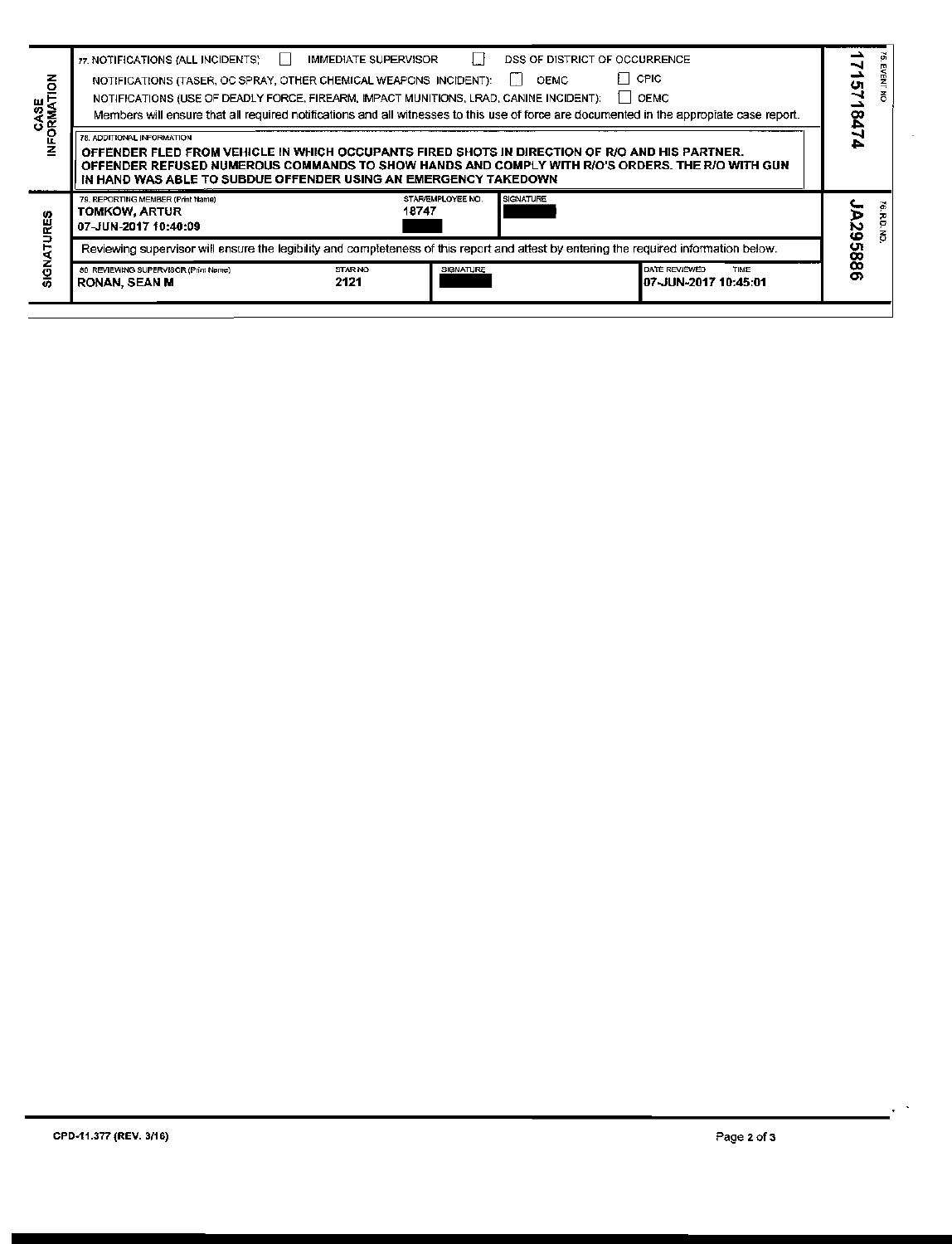## CASE INFORMATION

77. NOTIFICATIONS (ALL INCIDENTS) ☐ IMMEDIATE SUPERVISOR ☐ DSS OF DISTRICT OF OCCURRENCE

NOTIFICATIONS (TASER, OC SPRAY, OTHER CHEMICAL WEAPONS INCIDENT): ☐ OEMC ☐ CPIC

NOTIFICATIONS (USE OF DEADLY FORCE, FIREARM, IMPACT MUNITIONS, LRAD, CANINE INCIDENT): ☐ OEMC

Members will ensure that all required notifications and all witnesses to this use of force are documented in the appropriate case report.

78. ADDITIONAL INFORMATION

**OFFENDER FLED FROM VEHICLE IN WHICH OCCUPANTS FIRED SHOTS IN DIRECTION OF R/O AND HIS PARTNER. OFFENDER REFUSED NUMEROUS COMMANDS TO SHOW HANDS AND COMPLY WITH R/O'S ORDERS. THE R/O WITH GUN IN HAND WAS ABLE TO SUBDUE OFFENDER USING AN EMERGENCY TAKEDOWN**

75. EVENT NO. 1715718474

## SIGNATURES

| 79. REPORTING MEMBER (Print Name) | STAR/EMPLOYEE NO. | SIGNATURE |
|---|---|---|
| TOMKOW, ARTUR<br>07-JUN-2017 10:40:09 | 18747<br>[REDACTED] | [REDACTED] |

Reviewing supervisor will ensure the legibility and completeness of this report and attest by entering the required information below.

| 80. REVIEWING SUPERVISOR (Print Name) | STAR NO. | SIGNATURE | DATE REVIEWED / TIME |
|---|---|---|---|
| RONAN, SEAN M | 2121 | [REDACTED] | 07-JUN-2017 10:45:01 |

76. R.D. NO. JA295886

CPD-11.377 (REV. 3/16)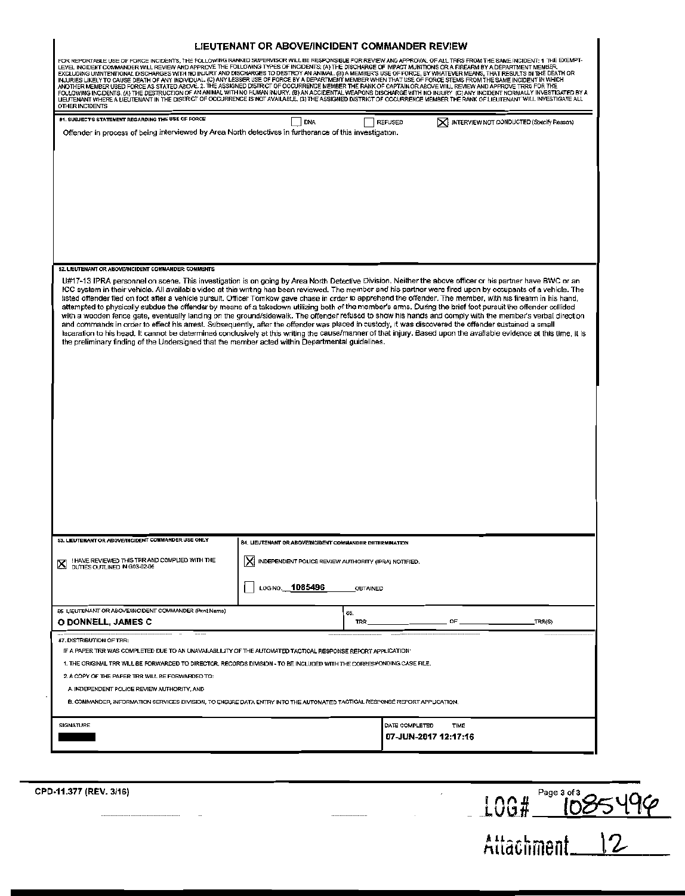## LIEUTENANT OR ABOVE/INCIDENT COMMANDER REVIEW

FOR REPORTABLE USE OF FORCE INCIDENTS, THE FOLLOWING RANKED SUPERVISOR WILL BE RESPONSIBLE FOR REVIEW AND APPROVAL OF ALL TRRS FROM THE SAME INCIDENT: 1. THE EXEMPT-LEVEL INCIDENT COMMANDER WILL REVIEW AND APPROVE THE FOLLOWING TYPES OF INCIDENTS: (A) THE DISCHARGE OF IMPACT MUNITIONS OR A FIREARM BY A DEPARTMENT MEMBER, EXCLUDING UNINTENTIONAL DISCHARGES WITH NO INJURY AND DISCHARGES TO DESTROY AN ANIMAL. (B) A MEMBER'S USE OF FORCE, BY WHATEVER MEANS, THAT RESULTS IN THE DEATH OR INJURIES LIKELY TO CAUSE DEATH OF ANY INDIVIDUAL. (C) ANY LESSER USE OF FORCE BY A DEPARTMENT MEMBER WHEN THAT USE OF FORCE STEMS FROM THE SAME INCIDENT IN WHICH ANOTHER MEMBER USED FORCE AS STATED ABOVE. 2. THE ASSIGNED DISTRICT OF OCCURRENCE MEMBER THE RANK OF CAPTAIN OR ABOVE WILL REVIEW AND APPROVE TRRS FOR THE FOLLOWING INCIDENTS. (A) THE DESTRUCTION OF AN ANIMAL WITH NO HUMAN INJURY. (B) AN ACCIDENTAL WEAPONS DISCHARGE WITH NO INJURY. (C) ANY INCIDENT NORMALLY INVESTIGATED BY A LIEUTENANT WHERE A LIEUTENANT IN THE DISTRICT OF OCCURRENCE IS NOT AVAILABLE. (3) THE ASSIGNED DISTRICT OF OCCURRENCE MEMBER THE RANK OF LIEUTENANT WILL INVESTIGATE ALL OTHER INCIDENTS

**81. SUBJECT'S STATEMENT REGARDING THE USE OF FORCE**

☐ DNA ☐ REFUSED ☒ INTERVIEW NOT CONDUCTED (Specify Reason)

Offender in process of being interviewed by Area North detectives in furtherance of this investigation.

**82. LIEUTENANT OR ABOVE/INCIDENT COMMANDER COMMENTS**

U#17-13 IPRA personnel on scene. This investigation is on going by Area North Detective Division. Neither the above officer or his partner have BWC or an ICC system in their vehicle. All available video at this writing has been reviewed. The member and his partner were fired upon by occupants of a vehicle. The listed offender fled on foot after a vehicle pursuit. Officer Tomkow gave chase in order to apprehend the offender. The member, with his firearm in his hand, attempted to physically subdue the offender by means of a takedown utilizing both of the member's arms. During the brief foot pursuit the offender collided with a wooden fence gate, eventually landing on the ground/sidewalk. The offender refused to show his hands and comply with the member's verbal direction and commands in order to effect his arrest. Subsequently, after the offender was placed in custody, it was discovered the offender sustained a small laceration to his head. It cannot be determined conclusively at this writing the cause/manner of that injury. Based upon the available evidence at this time, it is the preliminary finding of the Undersigned that the member acted within Departmental guidelines.

| 83. LIEUTENANT OR ABOVE/INCIDENT COMMANDER USE ONLY | 84. LIEUTENANT OR ABOVE/INCIDENT COMMANDER DETERMINATION |
|---|---|
| ☒ I HAVE REVIEWED THIS TRR AND COMPLIED WITH THE DUTIES OUTLINED IN G03-02-06 | ☒ INDEPENDENT POLICE REVIEW AUTHORITY (IPRA) NOTIFIED. ☐ LOG NO. 1085496 OBTAINED |

| 85. LIEUTENANT OR ABOVE/INCIDENT COMMANDER (Print Name) | 86. |
|---|---|
| O DONNELL, JAMES C | TRR ______ OF ______ TRR(S) |

**87. DISTRIBUTION OF TRR:**

IF A PAPER TRR WAS COMPLETED DUE TO AN UNAVAILABILITY OF THE AUTOMATED TACTICAL RESPONSE REPORT APPLICATION:

1. THE ORIGINAL TRR WILL BE FORWARDED TO DIRECTOR, RECORDS DIVISION - TO BE INCLUDED WITH THE CORRESPONDING CASE FILE.
2. A COPY OF THE PAPER TRR WILL BE FORWARDED TO:
   - A. INDEPENDENT POLICE REVIEW AUTHORITY, AND
   - B. COMMANDER, INFORMATION SERVICES DIVISION, TO ENSURE DATA ENTRY INTO THE AUTOMATED TACTICAL RESPONSE REPORT APPLICATION.

| SIGNATURE | DATE COMPLETED TIME |
|---|---|
| [REDACTED] | 07-JUN-2017 12:17:16 |

CPD-11.377 (REV. 3/16)

LOG# 1085496

Attachment 12